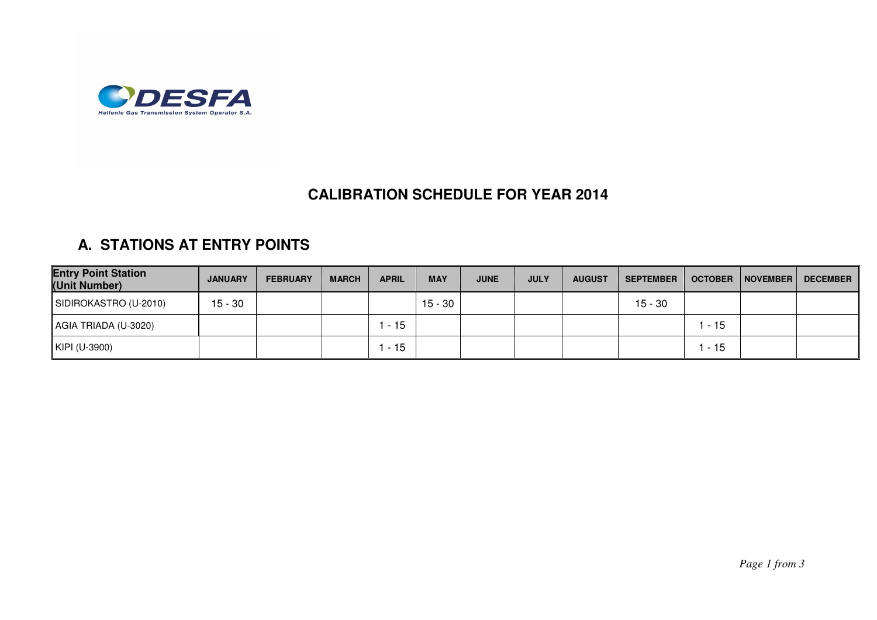# CALIBRATION SCHEDULE FOR YEAR 2014

## A. STATIONS AT ENTRY POINTS

| Entry Point Station (Unit Number) | JANUARY | FEBRUARY | MARCH | APRIL | MAY | JUNE | JULY | AUGUST | SEPTEMBER | OCTOBER | NOVEMBER | DECEMBER |
|---|---|---|---|---|---|---|---|---|---|---|---|---|
| SIDIROKASTRO (U-2010) | 15 - 30 | | | | 15 - 30 | | | | 15 - 30 | | | |
| AGIA TRIADA (U-3020) | | | | 1 - 15 | | | | | | 1 - 15 | | |
| KIPI (U-3900) | | | | 1 - 15 | | | | | | 1 - 15 | | |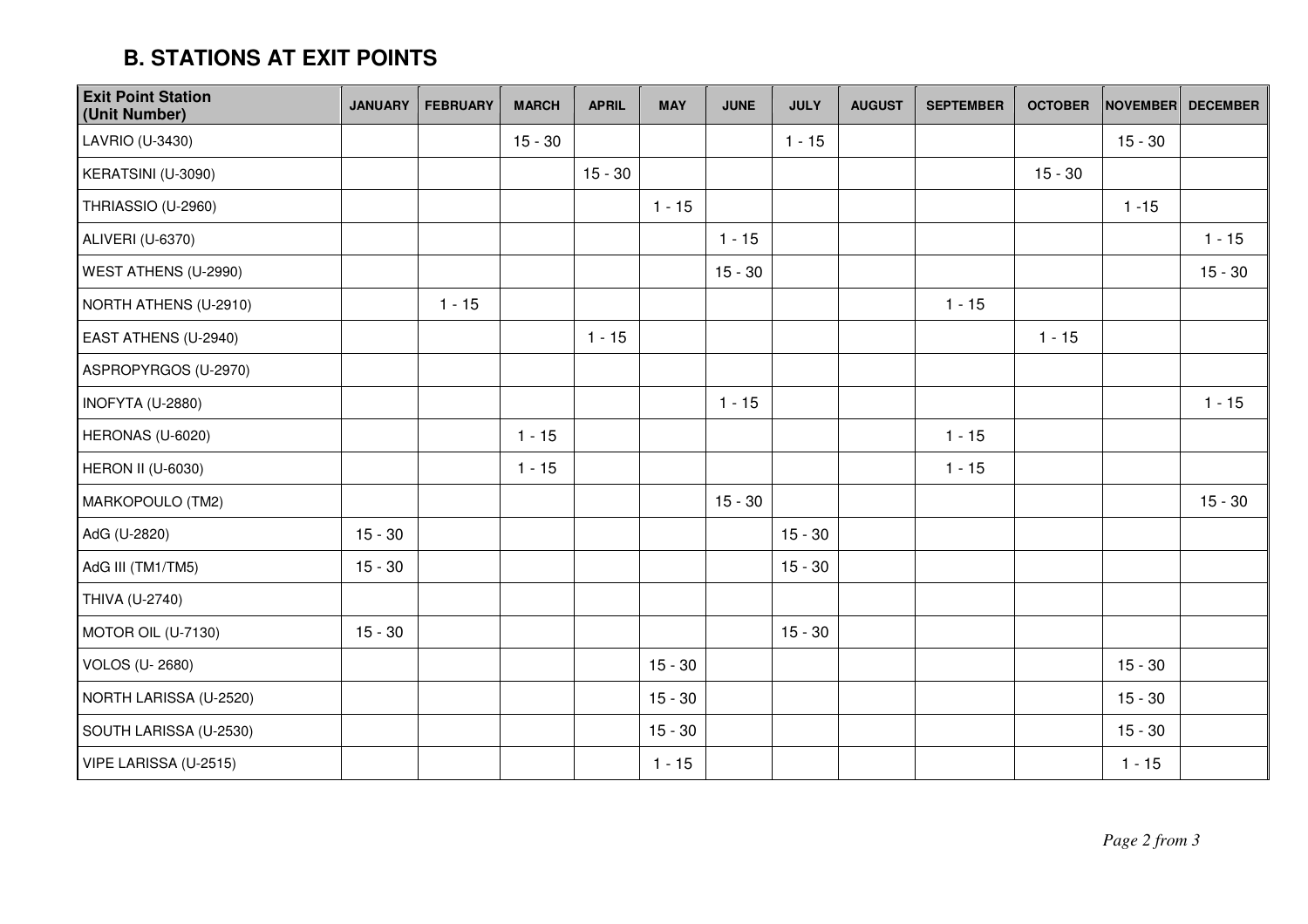## B. STATIONS AT EXIT POINTS

| Exit Point Station (Unit Number) | JANUARY | FEBRUARY | MARCH | APRIL | MAY | JUNE | JULY | AUGUST | SEPTEMBER | OCTOBER | NOVEMBER | DECEMBER |
|---|---|---|---|---|---|---|---|---|---|---|---|---|
| LAVRIO (U-3430) | | | 15 - 30 | | | | 1 - 15 | | | | 15 - 30 | |
| KERATSINI (U-3090) | | | | 15 - 30 | | | | | | 15 - 30 | | |
| THRIASSIO (U-2960) | | | | | 1 - 15 | | | | | | 1 -15 | |
| ALIVERI (U-6370) | | | | | | 1 - 15 | | | | | | 1 - 15 |
| WEST ATHENS (U-2990) | | | | | | 15 - 30 | | | | | | 15 - 30 |
| NORTH ATHENS (U-2910) | | 1 - 15 | | | | | | | 1 - 15 | | | |
| EAST ATHENS (U-2940) | | | | 1 - 15 | | | | | | 1 - 15 | | |
| ASPROPYRGOS (U-2970) | | | | | | | | | | | | |
| INOFYTA (U-2880) | | | | | | 1 - 15 | | | | | | 1 - 15 |
| HERONAS (U-6020) | | | 1 - 15 | | | | | | 1 - 15 | | | |
| HERON II (U-6030) | | | 1 - 15 | | | | | | 1 - 15 | | | |
| MARKOPOULO (TM2) | | | | | | 15 - 30 | | | | | | 15 - 30 |
| AdG (U-2820) | 15 - 30 | | | | | | 15 - 30 | | | | | |
| AdG III (TM1/TM5) | 15 - 30 | | | | | | 15 - 30 | | | | | |
| THIVA (U-2740) | | | | | | | | | | | | |
| MOTOR OIL (U-7130) | 15 - 30 | | | | | | 15 - 30 | | | | | |
| VOLOS (U- 2680) | | | | | 15 - 30 | | | | | | 15 - 30 | |
| NORTH LARISSA (U-2520) | | | | | 15 - 30 | | | | | | 15 - 30 | |
| SOUTH LARISSA (U-2530) | | | | | 15 - 30 | | | | | | 15 - 30 | |
| VIPE LARISSA (U-2515) | | | | | 1 - 15 | | | | | | 1 - 15 | |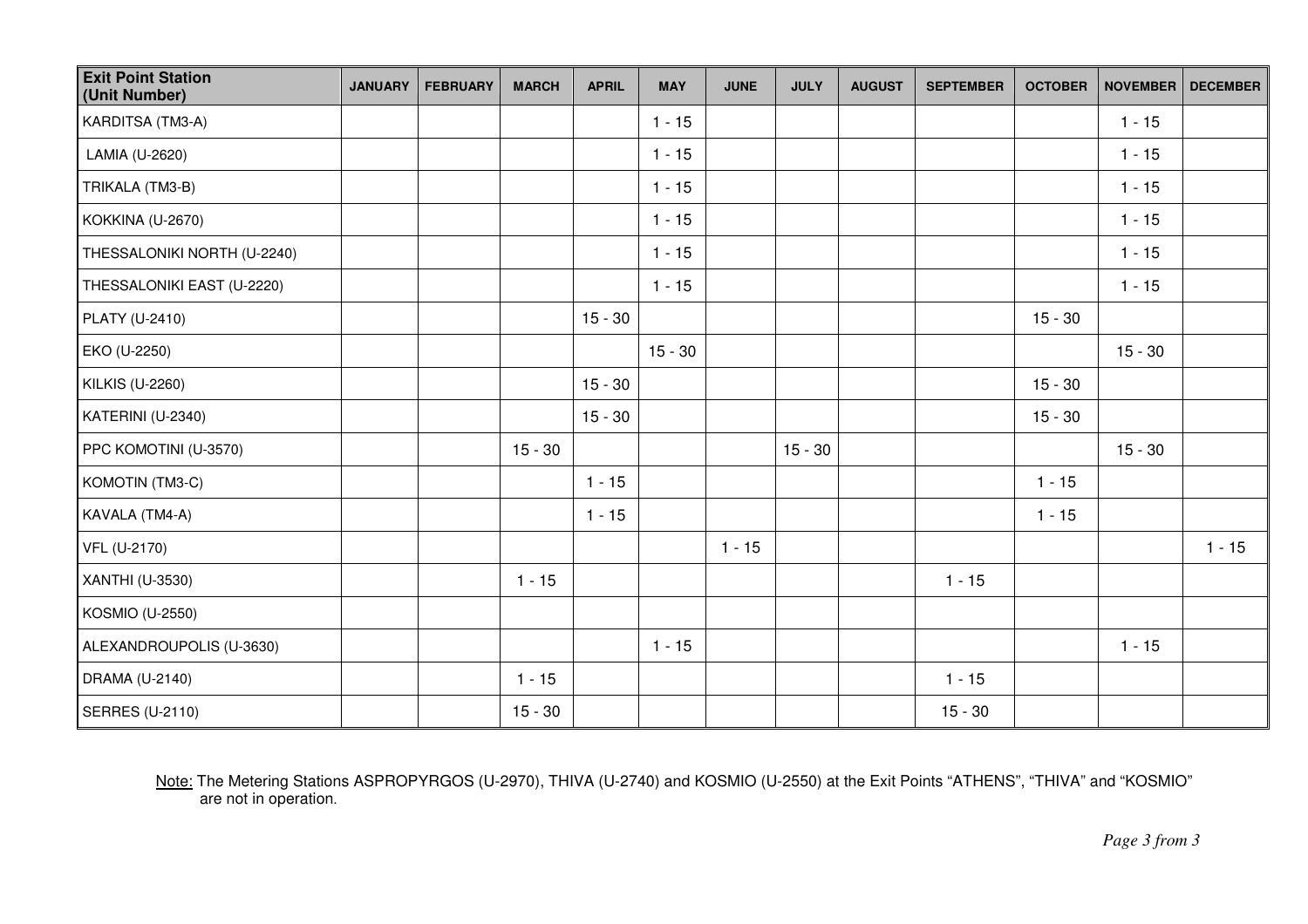| Exit Point Station (Unit Number) | JANUARY | FEBRUARY | MARCH | APRIL | MAY | JUNE | JULY | AUGUST | SEPTEMBER | OCTOBER | NOVEMBER | DECEMBER |
|---|---|---|---|---|---|---|---|---|---|---|---|---|
| KARDITSA (TM3-A) | | | | | 1 - 15 | | | | | | 1 - 15 | |
| LAMIA (U-2620) | | | | | 1 - 15 | | | | | | 1 - 15 | |
| TRIKALA (TM3-B) | | | | | 1 - 15 | | | | | | 1 - 15 | |
| KOKKINA (U-2670) | | | | | 1 - 15 | | | | | | 1 - 15 | |
| THESSALONIKI NORTH (U-2240) | | | | | 1 - 15 | | | | | | 1 - 15 | |
| THESSALONIKI EAST (U-2220) | | | | | 1 - 15 | | | | | | 1 - 15 | |
| PLATY (U-2410) | | | | 15 - 30 | | | | | | 15 - 30 | | |
| EKO (U-2250) | | | | | 15 - 30 | | | | | | 15 - 30 | |
| KILKIS (U-2260) | | | | 15 - 30 | | | | | | 15 - 30 | | |
| KATERINI (U-2340) | | | | 15 - 30 | | | | | | 15 - 30 | | |
| PPC KOMOTINI (U-3570) | | | 15 - 30 | | | | 15 - 30 | | | | 15 - 30 | |
| KOMOTIN (TM3-C) | | | | 1 - 15 | | | | | | 1 - 15 | | |
| KAVALA (TM4-A) | | | | 1 - 15 | | | | | | 1 - 15 | | |
| VFL (U-2170) | | | | | | 1 - 15 | | | | | | 1 - 15 |
| XANTHI (U-3530) | | | 1 - 15 | | | | | | 1 - 15 | | | |
| KOSMIO (U-2550) | | | | | | | | | | | | |
| ALEXANDROUPOLIS (U-3630) | | | | | 1 - 15 | | | | | | 1 - 15 | |
| DRAMA (U-2140) | | | 1 - 15 | | | | | | 1 - 15 | | | |
| SERRES (U-2110) | | | 15 - 30 | | | | | | 15 - 30 | | | |

Note: The Metering Stations ASPROPYRGOS (U-2970), THIVA (U-2740) and KOSMIO (U-2550) at the Exit Points "ATHENS", "THIVA" and "KOSMIO" are not in operation.